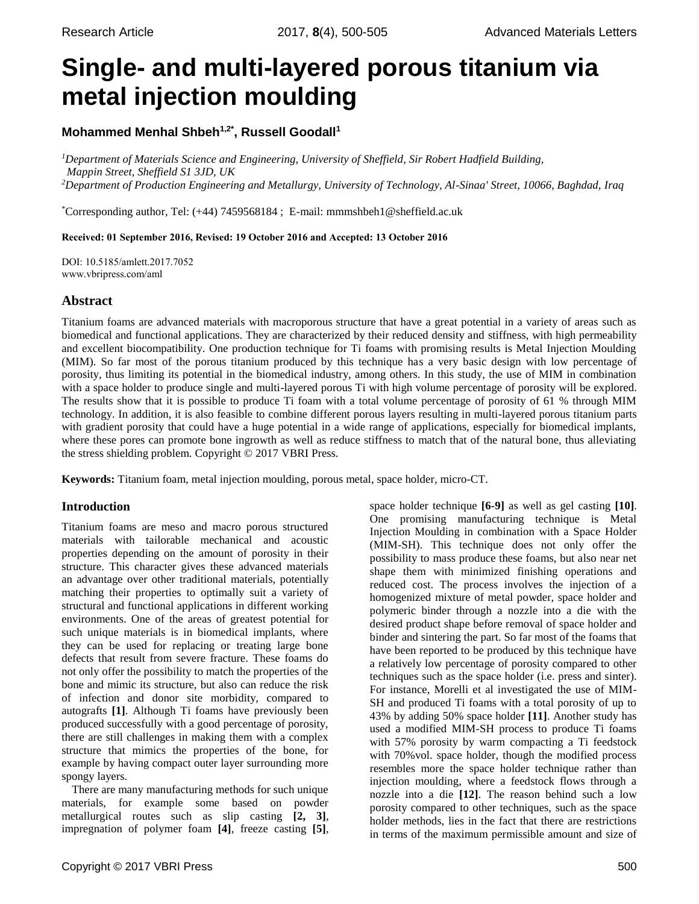# Single- and multi-layered porous titanium via metal injection moulding

**Mohammed Menhal Shbeh[1,2*], Russell Goodall[1]**

*[1]Department of Materials Science and Engineering, University of Sheffield, Sir Robert Hadfield Building, Mappin Street, Sheffield S1 3JD, UK*
*[2]Department of Production Engineering and Metallurgy, University of Technology, Al-Sinaa' Street, 10066, Baghdad, Iraq*

[*]Corresponding author, Tel: (+44) 7459568184 ; E-mail: mmmshbeh1@sheffield.ac.uk

**Received: 01 September 2016, Revised: 19 October 2016 and Accepted: 13 October 2016**

DOI: 10.5185/amlett.2017.7052
www.vbripress.com/aml

## Abstract

Titanium foams are advanced materials with macroporous structure that have a great potential in a variety of areas such as biomedical and functional applications. They are characterized by their reduced density and stiffness, with high permeability and excellent biocompatibility. One production technique for Ti foams with promising results is Metal Injection Moulding (MIM). So far most of the porous titanium produced by this technique has a very basic design with low percentage of porosity, thus limiting its potential in the biomedical industry, among others. In this study, the use of MIM in combination with a space holder to produce single and multi-layered porous Ti with high volume percentage of porosity will be explored. The results show that it is possible to produce Ti foam with a total volume percentage of porosity of 61 % through MIM technology. In addition, it is also feasible to combine different porous layers resulting in multi-layered porous titanium parts with gradient porosity that could have a huge potential in a wide range of applications, especially for biomedical implants, where these pores can promote bone ingrowth as well as reduce stiffness to match that of the natural bone, thus alleviating the stress shielding problem. Copyright © 2017 VBRI Press.

**Keywords:** Titanium foam, metal injection moulding, porous metal, space holder, micro-CT.

## Introduction

Titanium foams are meso and macro porous structured materials with tailorable mechanical and acoustic properties depending on the amount of porosity in their structure. This character gives these advanced materials an advantage over other traditional materials, potentially matching their properties to optimally suit a variety of structural and functional applications in different working environments. One of the areas of greatest potential for such unique materials is in biomedical implants, where they can be used for replacing or treating large bone defects that result from severe fracture. These foams do not only offer the possibility to match the properties of the bone and mimic its structure, but also can reduce the risk of infection and donor site morbidity, compared to autografts **[1]**. Although Ti foams have previously been produced successfully with a good percentage of porosity, there are still challenges in making them with a complex structure that mimics the properties of the bone, for example by having compact outer layer surrounding more spongy layers.

There are many manufacturing methods for such unique materials, for example some based on powder metallurgical routes such as slip casting **[2, 3]**, impregnation of polymer foam **[4]**, freeze casting **[5]**, space holder technique **[6-9]** as well as gel casting **[10]**. One promising manufacturing technique is Metal Injection Moulding in combination with a Space Holder (MIM-SH). This technique does not only offer the possibility to mass produce these foams, but also near net shape them with minimized finishing operations and reduced cost. The process involves the injection of a homogenized mixture of metal powder, space holder and polymeric binder through a nozzle into a die with the desired product shape before removal of space holder and binder and sintering the part. So far most of the foams that have been reported to be produced by this technique have a relatively low percentage of porosity compared to other techniques such as the space holder (i.e. press and sinter). For instance, Morelli et al investigated the use of MIM-SH and produced Ti foams with a total porosity of up to 43% by adding 50% space holder **[11]**. Another study has used a modified MIM-SH process to produce Ti foams with 57% porosity by warm compacting a Ti feedstock with 70%vol. space holder, though the modified process resembles more the space holder technique rather than injection moulding, where a feedstock flows through a nozzle into a die **[12]**. The reason behind such a low porosity compared to other techniques, such as the space holder methods, lies in the fact that there are restrictions in terms of the maximum permissible amount and size of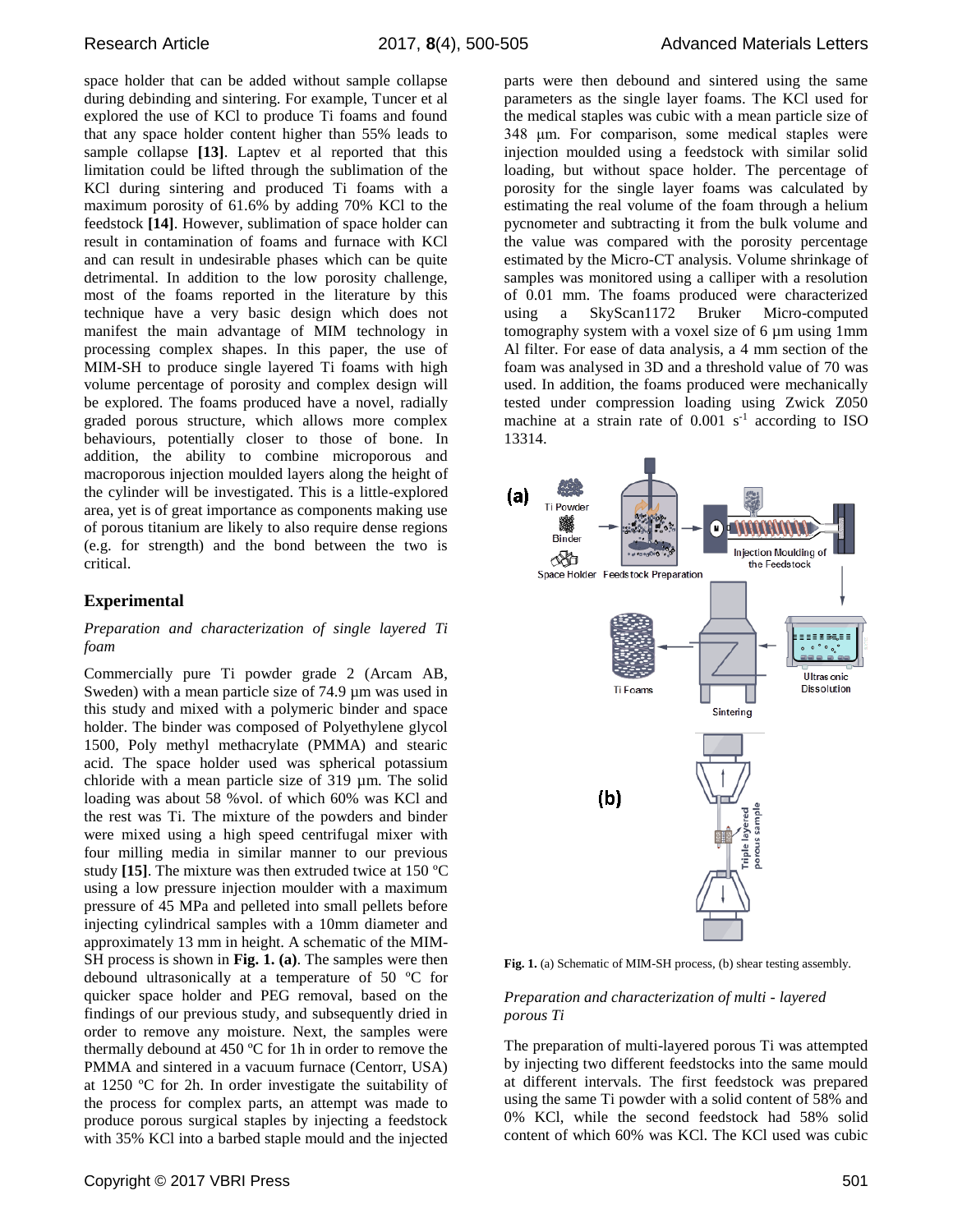space holder that can be added without sample collapse during debinding and sintering. For example, Tuncer et al explored the use of KCl to produce Ti foams and found that any space holder content higher than 55% leads to sample collapse **[13]**. Laptev et al reported that this limitation could be lifted through the sublimation of the KCl during sintering and produced Ti foams with a maximum porosity of 61.6% by adding 70% KCl to the feedstock **[14]**. However, sublimation of space holder can result in contamination of foams and furnace with KCl and can result in undesirable phases which can be quite detrimental. In addition to the low porosity challenge, most of the foams reported in the literature by this technique have a very basic design which does not manifest the main advantage of MIM technology in processing complex shapes. In this paper, the use of MIM-SH to produce single layered Ti foams with high volume percentage of porosity and complex design will be explored. The foams produced have a novel, radially graded porous structure, which allows more complex behaviours, potentially closer to those of bone. In addition, the ability to combine microporous and macroporous injection moulded layers along the height of the cylinder will be investigated. This is a little-explored area, yet is of great importance as components making use of porous titanium are likely to also require dense regions (e.g. for strength) and the bond between the two is critical.

## Experimental

*Preparation and characterization of single layered Ti foam*

Commercially pure Ti powder grade 2 (Arcam AB, Sweden) with a mean particle size of 74.9 µm was used in this study and mixed with a polymeric binder and space holder. The binder was composed of Polyethylene glycol 1500, Poly methyl methacrylate (PMMA) and stearic acid. The space holder used was spherical potassium chloride with a mean particle size of 319 µm. The solid loading was about 58 %vol. of which 60% was KCl and the rest was Ti. The mixture of the powders and binder were mixed using a high speed centrifugal mixer with four milling media in similar manner to our previous study **[15]**. The mixture was then extruded twice at 150 ºC using a low pressure injection moulder with a maximum pressure of 45 MPa and pelleted into small pellets before injecting cylindrical samples with a 10mm diameter and approximately 13 mm in height. A schematic of the MIM-SH process is shown in **Fig. 1. (a)**. The samples were then debound ultrasonically at a temperature of 50 ºC for quicker space holder and PEG removal, based on the findings of our previous study, and subsequently dried in order to remove any moisture. Next, the samples were thermally debound at 450 ºC for 1h in order to remove the PMMA and sintered in a vacuum furnace (Centorr, USA) at 1250 ºC for 2h. In order investigate the suitability of the process for complex parts, an attempt was made to produce porous surgical staples by injecting a feedstock with 35% KCl into a barbed staple mould and the injected parts were then debound and sintered using the same parameters as the single layer foams. The KCl used for the medical staples was cubic with a mean particle size of 348 µm. For comparison, some medical staples were injection moulded using a feedstock with similar solid loading, but without space holder. The percentage of porosity for the single layer foams was calculated by estimating the real volume of the foam through a helium pycnometer and subtracting it from the bulk volume and the value was compared with the porosity percentage estimated by the Micro-CT analysis. Volume shrinkage of samples was monitored using a calliper with a resolution of 0.01 mm. The foams produced were characterized using a SkyScan1172 Bruker Micro-computed tomography system with a voxel size of 6 µm using 1mm Al filter. For ease of data analysis, a 4 mm section of the foam was analysed in 3D and a threshold value of 70 was used. In addition, the foams produced were mechanically tested under compression loading using Zwick Z050 machine at a strain rate of 0.001 $s^{-1}$ according to ISO 13314.

**Fig. 1.** (a) Schematic of MIM-SH process, (b) shear testing assembly.

*Preparation and characterization of multi - layered porous Ti*

The preparation of multi-layered porous Ti was attempted by injecting two different feedstocks into the same mould at different intervals. The first feedstock was prepared using the same Ti powder with a solid content of 58% and 0% KCl, while the second feedstock had 58% solid content of which 60% was KCl. The KCl used was cubic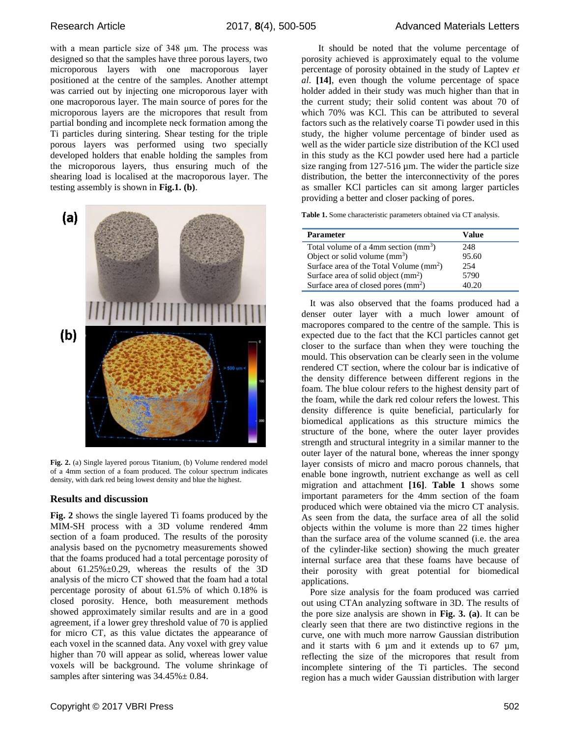with a mean particle size of 348 µm. The process was designed so that the samples have three porous layers, two microporous layers with one macroporous layer positioned at the centre of the samples. Another attempt was carried out by injecting one microporous layer with one macroporous layer. The main source of pores for the microporous layers are the micropores that result from partial bonding and incomplete neck formation among the Ti particles during sintering. Shear testing for the triple porous layers was performed using two specially developed holders that enable holding the samples from the microporous layers, thus ensuring much of the shearing load is localised at the macroporous layer. The testing assembly is shown in **Fig.1. (b)**.

**Fig. 2.** (a) Single layered porous Titanium, (b) Volume rendered model of a 4mm section of a foam produced. The colour spectrum indicates density, with dark red being lowest density and blue the highest.

## Results and discussion

**Fig. 2** shows the single layered Ti foams produced by the MIM-SH process with a 3D volume rendered 4mm section of a foam produced. The results of the porosity analysis based on the pycnometry measurements showed that the foams produced had a total percentage porosity of about 61.25%±0.29, whereas the results of the 3D analysis of the micro CT showed that the foam had a total percentage porosity of about 61.5% of which 0.18% is closed porosity. Hence, both measurement methods showed approximately similar results and are in a good agreement, if a lower grey threshold value of 70 is applied for micro CT, as this value dictates the appearance of each voxel in the scanned data. Any voxel with grey value higher than 70 will appear as solid, whereas lower value voxels will be background. The volume shrinkage of samples after sintering was 34.45%± 0.84.

It should be noted that the volume percentage of porosity achieved is approximately equal to the volume percentage of porosity obtained in the study of Laptev *et al*. **[14]**, even though the volume percentage of space holder added in their study was much higher than that in the current study; their solid content was about 70 of which 70% was KCl. This can be attributed to several factors such as the relatively coarse Ti powder used in this study, the higher volume percentage of binder used as well as the wider particle size distribution of the KCl used in this study as the KCl powder used here had a particle size ranging from 127-516 µm. The wider the particle size distribution, the better the interconnectivity of the pores as smaller KCl particles can sit among larger particles providing a better and closer packing of pores.

**Table 1.** Some characteristic parameters obtained via CT analysis.

| Parameter | Value |
|---|---|
| Total volume of a 4mm section ($mm^3$) | 248 |
| Object or solid volume ($mm^3$) | 95.60 |
| Surface area of the Total Volume ($mm^2$) | 254 |
| Surface area of solid object ($mm^2$) | 5790 |
| Surface area of closed pores ($mm^2$) | 40.20 |

It was also observed that the foams produced had a denser outer layer with a much lower amount of macropores compared to the centre of the sample. This is expected due to the fact that the KCl particles cannot get closer to the surface than when they were touching the mould. This observation can be clearly seen in the volume rendered CT section, where the colour bar is indicative of the density difference between different regions in the foam. The blue colour refers to the highest density part of the foam, while the dark red colour refers the lowest. This density difference is quite beneficial, particularly for biomedical applications as this structure mimics the structure of the bone, where the outer layer provides strength and structural integrity in a similar manner to the outer layer of the natural bone, whereas the inner spongy layer consists of micro and macro porous channels, that enable bone ingrowth, nutrient exchange as well as cell migration and attachment **[16]**. **Table 1** shows some important parameters for the 4mm section of the foam produced which were obtained via the micro CT analysis. As seen from the data, the surface area of all the solid objects within the volume is more than 22 times higher than the surface area of the volume scanned (i.e. the area of the cylinder-like section) showing the much greater internal surface area that these foams have because of their porosity with great potential for biomedical applications.

Pore size analysis for the foam produced was carried out using CTAn analyzing software in 3D. The results of the pore size analysis are shown in **Fig. 3. (a)**. It can be clearly seen that there are two distinctive regions in the curve, one with much more narrow Gaussian distribution and it starts with 6 µm and it extends up to 67 µm, reflecting the size of the micropores that result from incomplete sintering of the Ti particles. The second region has a much wider Gaussian distribution with larger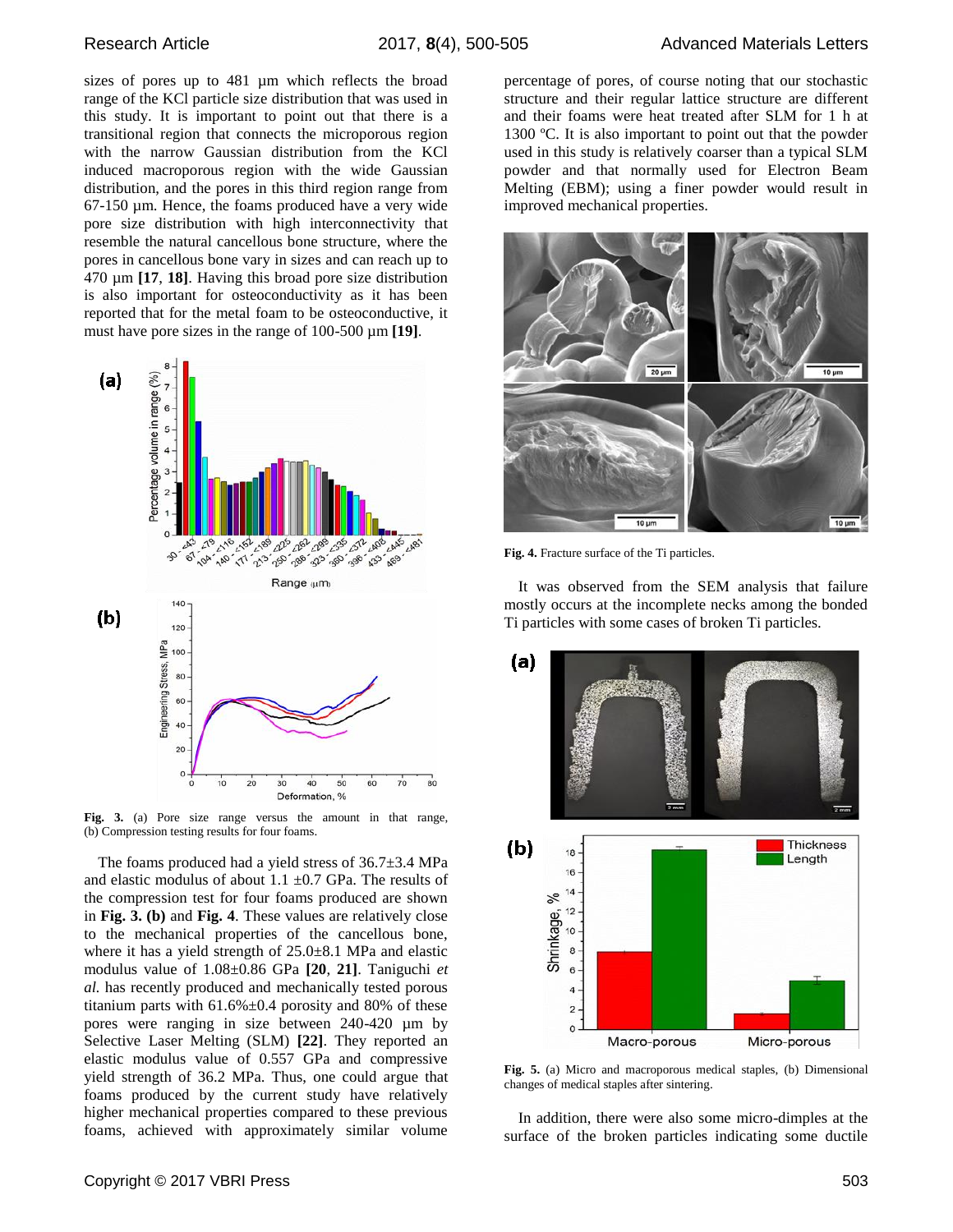sizes of pores up to 481 µm which reflects the broad range of the KCl particle size distribution that was used in this study. It is important to point out that there is a transitional region that connects the microporous region with the narrow Gaussian distribution from the KCl induced macroporous region with the wide Gaussian distribution, and the pores in this third region range from 67-150 µm. Hence, the foams produced have a very wide pore size distribution with high interconnectivity that resemble the natural cancellous bone structure, where the pores in cancellous bone vary in sizes and can reach up to 470 µm **[17, 18]**. Having this broad pore size distribution is also important for osteoconductivity as it has been reported that for the metal foam to be osteoconductive, it must have pore sizes in the range of 100-500 µm **[19]**.

**Fig. 3.** (a) Pore size range versus the amount in that range, (b) Compression testing results for four foams.

The foams produced had a yield stress of 36.7±3.4 MPa and elastic modulus of about 1.1 ±0.7 GPa. The results of the compression test for four foams produced are shown in **Fig. 3. (b)** and **Fig. 4**. These values are relatively close to the mechanical properties of the cancellous bone, where it has a yield strength of 25.0±8.1 MPa and elastic modulus value of 1.08±0.86 GPa **[20, 21]**. Taniguchi *et al.* has recently produced and mechanically tested porous titanium parts with 61.6%±0.4 porosity and 80% of these pores were ranging in size between 240-420 µm by Selective Laser Melting (SLM) **[22]**. They reported an elastic modulus value of 0.557 GPa and compressive yield strength of 36.2 MPa. Thus, one could argue that foams produced by the current study have relatively higher mechanical properties compared to these previous foams, achieved with approximately similar volume percentage of pores, of course noting that our stochastic structure and their regular lattice structure are different and their foams were heat treated after SLM for 1 h at 1300 ºC. It is also important to point out that the powder used in this study is relatively coarser than a typical SLM powder and that normally used for Electron Beam Melting (EBM); using a finer powder would result in improved mechanical properties.

**Fig. 4.** Fracture surface of the Ti particles.

It was observed from the SEM analysis that failure mostly occurs at the incomplete necks among the bonded Ti particles with some cases of broken Ti particles.

**Fig. 5.** (a) Micro and macroporous medical staples, (b) Dimensional changes of medical staples after sintering.

In addition, there were also some micro-dimples at the surface of the broken particles indicating some ductile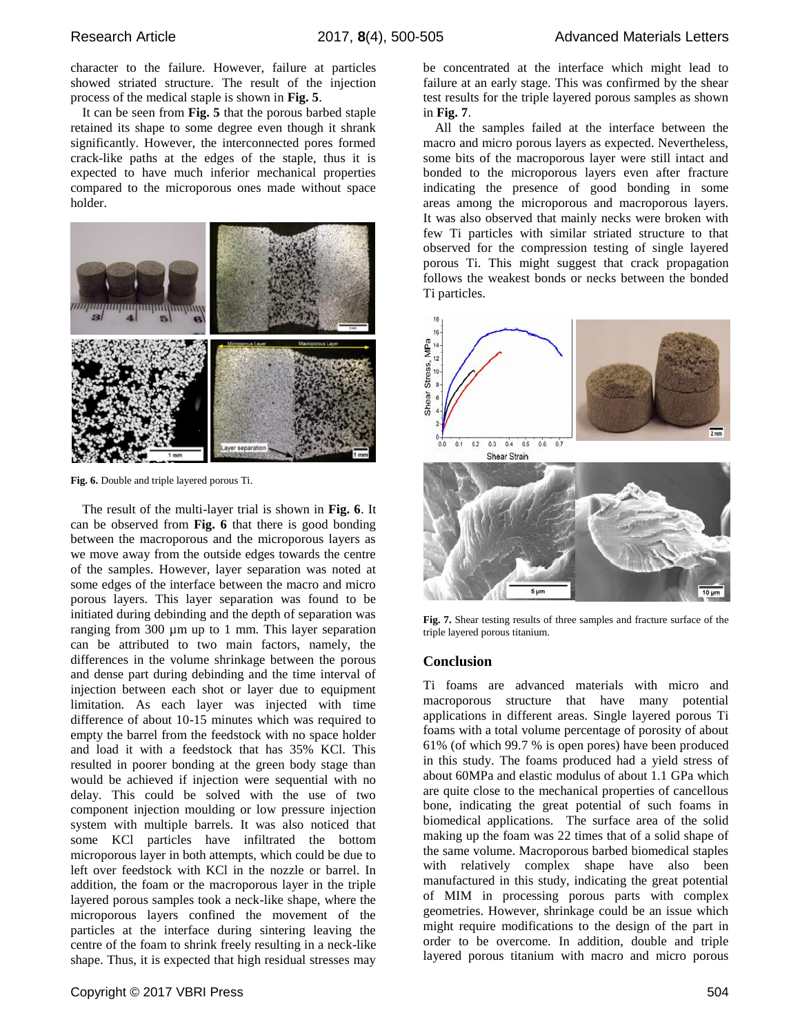character to the failure. However, failure at particles showed striated structure. The result of the injection process of the medical staple is shown in **Fig. 5**.

It can be seen from **Fig. 5** that the porous barbed staple retained its shape to some degree even though it shrank significantly. However, the interconnected pores formed crack-like paths at the edges of the staple, thus it is expected to have much inferior mechanical properties compared to the microporous ones made without space holder.

**Fig. 6.** Double and triple layered porous Ti.

The result of the multi-layer trial is shown in **Fig. 6**. It can be observed from **Fig. 6** that there is good bonding between the macroporous and the microporous layers as we move away from the outside edges towards the centre of the samples. However, layer separation was noted at some edges of the interface between the macro and micro porous layers. This layer separation was found to be initiated during debinding and the depth of separation was ranging from 300 µm up to 1 mm. This layer separation can be attributed to two main factors, namely, the differences in the volume shrinkage between the porous and dense part during debinding and the time interval of injection between each shot or layer due to equipment limitation. As each layer was injected with time difference of about 10-15 minutes which was required to empty the barrel from the feedstock with no space holder and load it with a feedstock that has 35% KCl. This resulted in poorer bonding at the green body stage than would be achieved if injection were sequential with no delay. This could be solved with the use of two component injection moulding or low pressure injection system with multiple barrels. It was also noticed that some KCl particles have infiltrated the bottom microporous layer in both attempts, which could be due to left over feedstock with KCl in the nozzle or barrel. In addition, the foam or the macroporous layer in the triple layered porous samples took a neck-like shape, where the microporous layers confined the movement of the particles at the interface during sintering leaving the centre of the foam to shrink freely resulting in a neck-like shape. Thus, it is expected that high residual stresses may be concentrated at the interface which might lead to failure at an early stage. This was confirmed by the shear test results for the triple layered porous samples as shown in **Fig. 7**.

All the samples failed at the interface between the macro and micro porous layers as expected. Nevertheless, some bits of the macroporous layer were still intact and bonded to the microporous layers even after fracture indicating the presence of good bonding in some areas among the microporous and macroporous layers. It was also observed that mainly necks were broken with few Ti particles with similar striated structure to that observed for the compression testing of single layered porous Ti. This might suggest that crack propagation follows the weakest bonds or necks between the bonded Ti particles.

**Fig. 7.** Shear testing results of three samples and fracture surface of the triple layered porous titanium.

## Conclusion

Ti foams are advanced materials with micro and macroporous structure that have many potential applications in different areas. Single layered porous Ti foams with a total volume percentage of porosity of about 61% (of which 99.7 % is open pores) have been produced in this study. The foams produced had a yield stress of about 60MPa and elastic modulus of about 1.1 GPa which are quite close to the mechanical properties of cancellous bone, indicating the great potential of such foams in biomedical applications. The surface area of the solid making up the foam was 22 times that of a solid shape of the same volume. Macroporous barbed biomedical staples with relatively complex shape have also been manufactured in this study, indicating the great potential of MIM in processing porous parts with complex geometries. However, shrinkage could be an issue which might require modifications to the design of the part in order to be overcome. In addition, double and triple layered porous titanium with macro and micro porous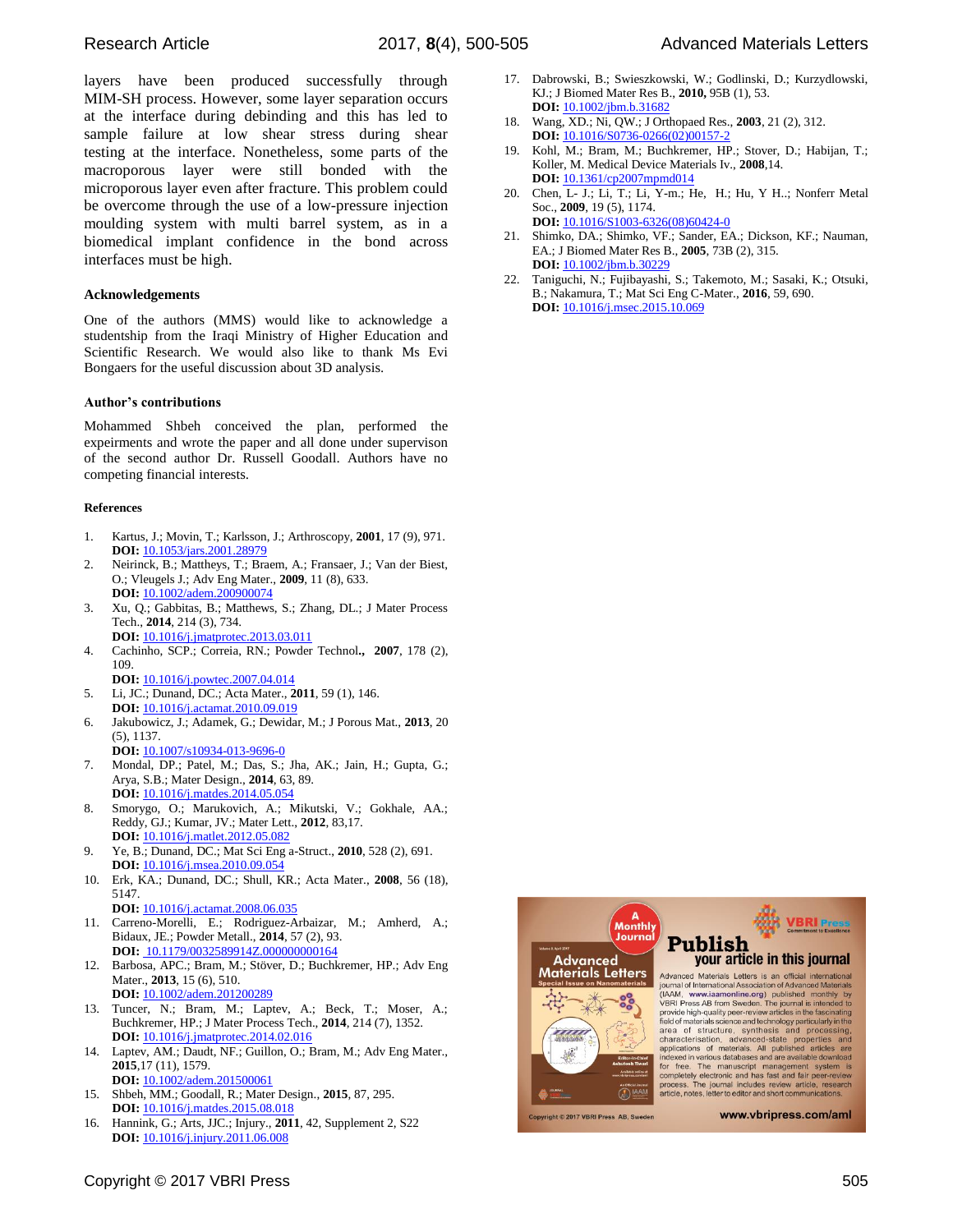layers have been produced successfully through MIM-SH process. However, some layer separation occurs at the interface during debinding and this has led to sample failure at low shear stress during shear testing at the interface. Nonetheless, some parts of the macroporous layer were still bonded with the microporous layer even after fracture. This problem could be overcome through the use of a low-pressure injection moulding system with multi barrel system, as in a biomedical implant confidence in the bond across interfaces must be high.

### Acknowledgements

One of the authors (MMS) would like to acknowledge a studentship from the Iraqi Ministry of Higher Education and Scientific Research. We would also like to thank Ms Evi Bongaers for the useful discussion about 3D analysis.

### Author's contributions

Mohammed Shbeh conceived the plan, performed the expeirments and wrote the paper and all done under supervison of the second author Dr. Russell Goodall. Authors have no competing financial interests.

### References

1. Kartus, J.; Movin, T.; Karlsson, J.; Arthroscopy, **2001**, 17 (9), 971. **DOI:** 10.1053/jars.2001.28979
2. Neirinck, B.; Mattheys, T.; Braem, A.; Fransaer, J.; Van der Biest, O.; Vleugels J.; Adv Eng Mater., **2009**, 11 (8), 633. **DOI:** 10.1002/adem.200900074
3. Xu, Q.; Gabbitas, B.; Matthews, S.; Zhang, DL.; J Mater Process Tech., **2014**, 214 (3), 734. **DOI:** 10.1016/j.jmatprotec.2013.03.011
4. Cachinho, SCP.; Correia, RN.; Powder Technol., **2007**, 178 (2), 109. **DOI:** 10.1016/j.powtec.2007.04.014
5. Li, JC.; Dunand, DC.; Acta Mater., **2011**, 59 (1), 146. **DOI:** 10.1016/j.actamat.2010.09.019
6. Jakubowicz, J.; Adamek, G.; Dewidar, M.; J Porous Mat., **2013**, 20 (5), 1137. **DOI:** 10.1007/s10934-013-9696-0
7. Mondal, DP.; Patel, M.; Das, S.; Jha, AK.; Jain, H.; Gupta, G.; Arya, S.B.; Mater Design., **2014**, 63, 89. **DOI:** 10.1016/j.matdes.2014.05.054
8. Smorygo, O.; Marukovich, A.; Mikutski, V.; Gokhale, AA.; Reddy, GJ.; Kumar, JV.; Mater Lett., **2012**, 83,17. **DOI:** 10.1016/j.matlet.2012.05.082
9. Ye, B.; Dunand, DC.; Mat Sci Eng a-Struct., **2010**, 528 (2), 691. **DOI:** 10.1016/j.msea.2010.09.054
10. Erk, KA.; Dunand, DC.; Shull, KR.; Acta Mater., **2008**, 56 (18), 5147. **DOI:** 10.1016/j.actamat.2008.06.035
11. Carreno-Morelli, E.; Rodriguez-Arbaizar, M.; Amherd, A.; Bidaux, JE.; Powder Metall., **2014**, 57 (2), 93. **DOI:** 10.1179/0032589914Z.000000000164
12. Barbosa, APC.; Bram, M.; Stöver, D.; Buchkremer, HP.; Adv Eng Mater., **2013**, 15 (6), 510. **DOI:** 10.1002/adem.201200289
13. Tuncer, N.; Bram, M.; Laptev, A.; Beck, T.; Moser, A.; Buchkremer, HP.; J Mater Process Tech., **2014**, 214 (7), 1352. **DOI:** 10.1016/j.jmatprotec.2014.02.016
14. Laptev, AM.; Daudt, NF.; Guillon, O.; Bram, M.; Adv Eng Mater., **2015**,17 (11), 1579. **DOI:** 10.1002/adem.201500061
15. Shbeh, MM.; Goodall, R.; Mater Design., **2015**, 87, 295. **DOI:** 10.1016/j.matdes.2015.08.018
16. Hannink, G.; Arts, JJC.; Injury., **2011**, 42, Supplement 2, S22 **DOI:** 10.1016/j.injury.2011.06.008
17. Dabrowski, B.; Swieszkowski, W.; Godlinski, D.; Kurzydlowski, KJ.; J Biomed Mater Res B., **2010,** 95B (1), 53. **DOI:** 10.1002/jbm.b.31682
18. Wang, XD.; Ni, QW.; J Orthopaed Res., **2003**, 21 (2), 312. **DOI:** 10.1016/S0736-0266(02)00157-2
19. Kohl, M.; Bram, M.; Buchkremer, HP.; Stover, D.; Habijan, T.; Koller, M. Medical Device Materials Iv., **2008**,14. **DOI:** 10.1361/cp2007mpmd014
20. Chen, L- J.; Li, T.; Li, Y-m.; He, H.; Hu, Y H..; Nonferr Metal Soc., **2009**, 19 (5), 1174. **DOI:** 10.1016/S1003-6326(08)60424-0
21. Shimko, DA.; Shimko, VF.; Sander, EA.; Dickson, KF.; Nauman, EA.; J Biomed Mater Res B., **2005**, 73B (2), 315. **DOI:** 10.1002/jbm.b.30229
22. Taniguchi, N.; Fujibayashi, S.; Takemoto, M.; Sasaki, K.; Otsuki, B.; Nakamura, T.; Mat Sci Eng C-Mater., **2016**, 59, 690. **DOI:** 10.1016/j.msec.2015.10.069